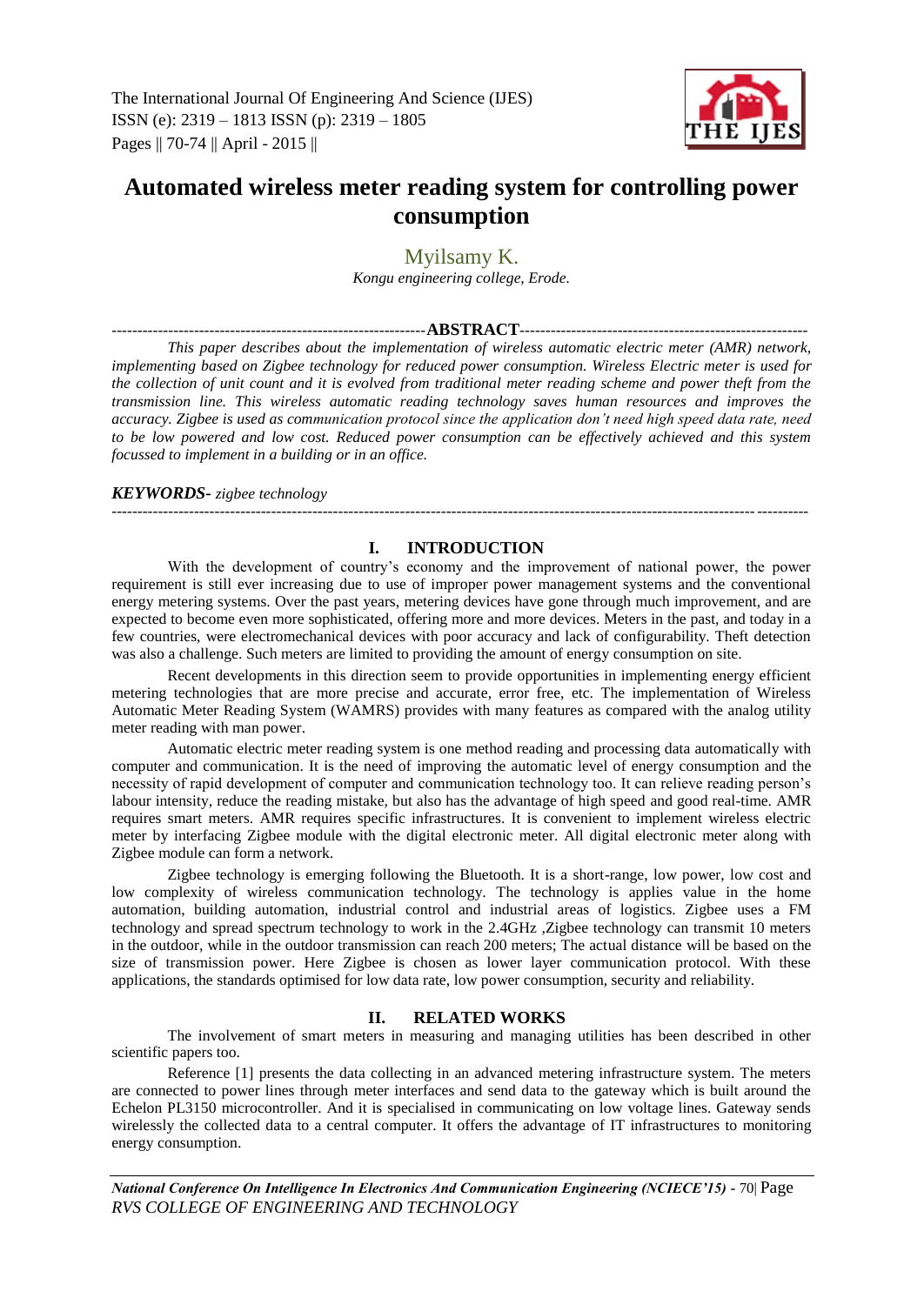# Automated wireless meter reading system for controlling power consumption

Myilsamy K.

*Kongu engineering college, Erode.*

**ABSTRACT**

*This paper describes about the implementation of wireless automatic electric meter (AMR) network, implementing based on Zigbee technology for reduced power consumption. Wireless Electric meter is used for the collection of unit count and it is evolved from traditional meter reading scheme and power theft from the transmission line. This wireless automatic reading technology saves human resources and improves the accuracy. Zigbee is used as communication protocol since the application don't need high speed data rate, need to be low powered and low cost. Reduced power consumption can be effectively achieved and this system focussed to implement in a building or in an office.*

***KEYWORDS-*** *zigbee technology*

## I. INTRODUCTION

With the development of country's economy and the improvement of national power, the power requirement is still ever increasing due to use of improper power management systems and the conventional energy metering systems. Over the past years, metering devices have gone through much improvement, and are expected to become even more sophisticated, offering more and more devices. Meters in the past, and today in a few countries, were electromechanical devices with poor accuracy and lack of configurability. Theft detection was also a challenge. Such meters are limited to providing the amount of energy consumption on site.

Recent developments in this direction seem to provide opportunities in implementing energy efficient metering technologies that are more precise and accurate, error free, etc. The implementation of Wireless Automatic Meter Reading System (WAMRS) provides with many features as compared with the analog utility meter reading with man power.

Automatic electric meter reading system is one method reading and processing data automatically with computer and communication. It is the need of improving the automatic level of energy consumption and the necessity of rapid development of computer and communication technology too. It can relieve reading person's labour intensity, reduce the reading mistake, but also has the advantage of high speed and good real-time. AMR requires smart meters. AMR requires specific infrastructures. It is convenient to implement wireless electric meter by interfacing Zigbee module with the digital electronic meter. All digital electronic meter along with Zigbee module can form a network.

Zigbee technology is emerging following the Bluetooth. It is a short-range, low power, low cost and low complexity of wireless communication technology. The technology is applies value in the home automation, building automation, industrial control and industrial areas of logistics. Zigbee uses a FM technology and spread spectrum technology to work in the 2.4GHz ,Zigbee technology can transmit 10 meters in the outdoor, while in the outdoor transmission can reach 200 meters; The actual distance will be based on the size of transmission power. Here Zigbee is chosen as lower layer communication protocol. With these applications, the standards optimised for low data rate, low power consumption, security and reliability.

## II. RELATED WORKS

The involvement of smart meters in measuring and managing utilities has been described in other scientific papers too.

Reference [1] presents the data collecting in an advanced metering infrastructure system. The meters are connected to power lines through meter interfaces and send data to the gateway which is built around the Echelon PL3150 microcontroller. And it is specialised in communicating on low voltage lines. Gateway sends wirelessly the collected data to a central computer. It offers the advantage of IT infrastructures to monitoring energy consumption.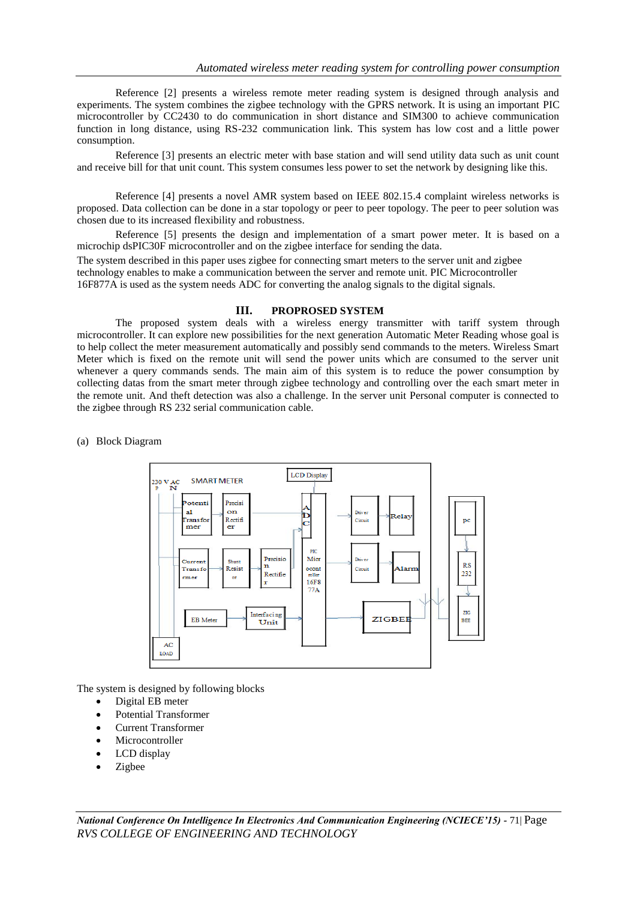Reference [2] presents a wireless remote meter reading system is designed through analysis and experiments. The system combines the zigbee technology with the GPRS network. It is using an important PIC microcontroller by CC2430 to do communication in short distance and SIM300 to achieve communication function in long distance, using RS-232 communication link. This system has low cost and a little power consumption.

Reference [3] presents an electric meter with base station and will send utility data such as unit count and receive bill for that unit count. This system consumes less power to set the network by designing like this.

Reference [4] presents a novel AMR system based on IEEE 802.15.4 complaint wireless networks is proposed. Data collection can be done in a star topology or peer to peer topology. The peer to peer solution was chosen due to its increased flexibility and robustness.

Reference [5] presents the design and implementation of a smart power meter. It is based on a microchip dsPIC30F microcontroller and on the zigbee interface for sending the data.

The system described in this paper uses zigbee for connecting smart meters to the server unit and zigbee technology enables to make a communication between the server and remote unit. PIC Microcontroller 16F877A is used as the system needs ADC for converting the analog signals to the digital signals.

## III. PROPROSED SYSTEM

The proposed system deals with a wireless energy transmitter with tariff system through microcontroller. It can explore new possibilities for the next generation Automatic Meter Reading whose goal is to help collect the meter measurement automatically and possibly send commands to the meters. Wireless Smart Meter which is fixed on the remote unit will send the power units which are consumed to the server unit whenever a query commands sends. The main aim of this system is to reduce the power consumption by collecting datas from the smart meter through zigbee technology and controlling over the each smart meter in the remote unit. And theft detection was also a challenge. In the server unit Personal computer is connected to the zigbee through RS 232 serial communication cable.

(a) Block Diagram

The system is designed by following blocks

- Digital EB meter
- Potential Transformer
- Current Transformer
- Microcontroller
- LCD display
- Zigbee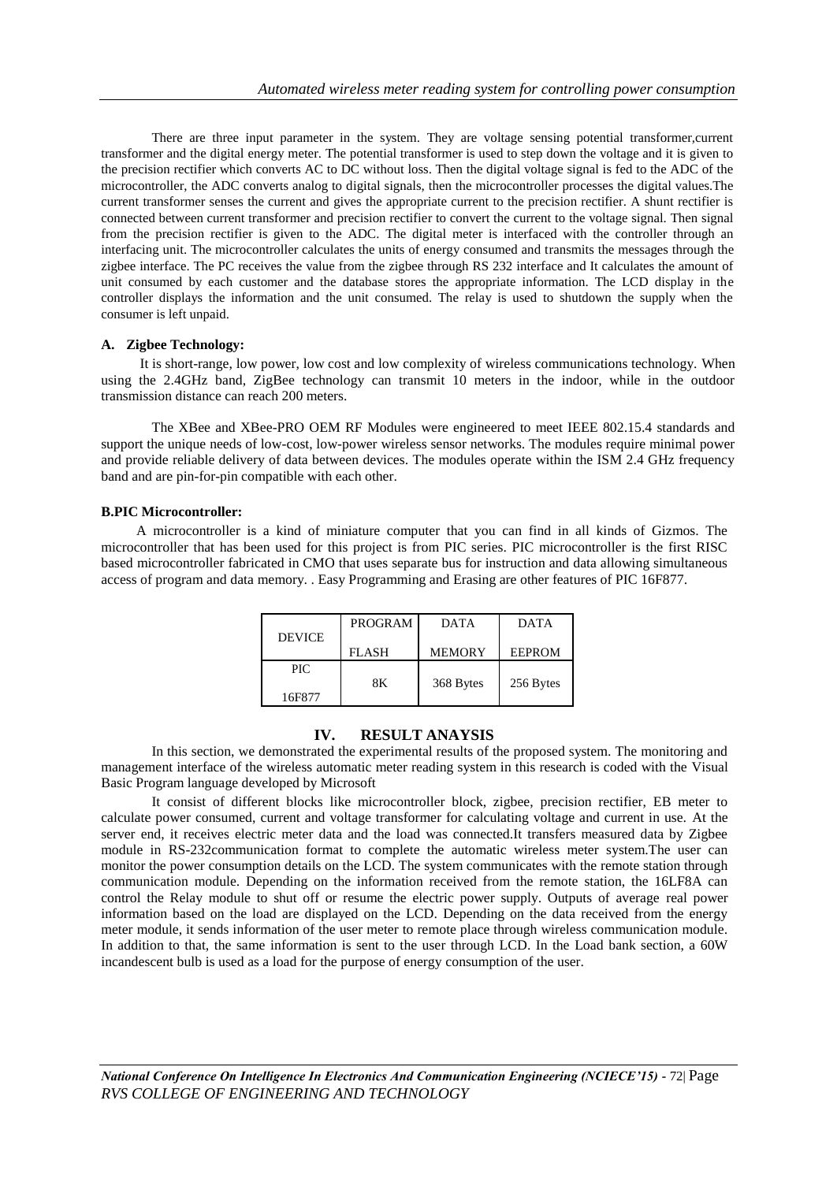There are three input parameter in the system. They are voltage sensing potential transformer,current transformer and the digital energy meter. The potential transformer is used to step down the voltage and it is given to the precision rectifier which converts AC to DC without loss. Then the digital voltage signal is fed to the ADC of the microcontroller, the ADC converts analog to digital signals, then the microcontroller processes the digital values.The current transformer senses the current and gives the appropriate current to the precision rectifier. A shunt rectifier is connected between current transformer and precision rectifier to convert the current to the voltage signal. Then signal from the precision rectifier is given to the ADC. The digital meter is interfaced with the controller through an interfacing unit. The microcontroller calculates the units of energy consumed and transmits the messages through the zigbee interface. The PC receives the value from the zigbee through RS 232 interface and It calculates the amount of unit consumed by each customer and the database stores the appropriate information. The LCD display in the controller displays the information and the unit consumed. The relay is used to shutdown the supply when the consumer is left unpaid.

### A. Zigbee Technology:

It is short-range, low power, low cost and low complexity of wireless communications technology. When using the 2.4GHz band, ZigBee technology can transmit 10 meters in the indoor, while in the outdoor transmission distance can reach 200 meters.

The XBee and XBee-PRO OEM RF Modules were engineered to meet IEEE 802.15.4 standards and support the unique needs of low-cost, low-power wireless sensor networks. The modules require minimal power and provide reliable delivery of data between devices. The modules operate within the ISM 2.4 GHz frequency band and are pin-for-pin compatible with each other.

### B.PIC Microcontroller:

A microcontroller is a kind of miniature computer that you can find in all kinds of Gizmos. The microcontroller that has been used for this project is from PIC series. PIC microcontroller is the first RISC based microcontroller fabricated in CMO that uses separate bus for instruction and data allowing simultaneous access of program and data memory. . Easy Programming and Erasing are other features of PIC 16F877.

| DEVICE | PROGRAM FLASH | DATA MEMORY | DATA EEPROM |
|---|---|---|---|
| PIC 16F877 | 8K | 368 Bytes | 256 Bytes |

## IV. RESULT ANAYSIS

In this section, we demonstrated the experimental results of the proposed system. The monitoring and management interface of the wireless automatic meter reading system in this research is coded with the Visual Basic Program language developed by Microsoft

It consist of different blocks like microcontroller block, zigbee, precision rectifier, EB meter to calculate power consumed, current and voltage transformer for calculating voltage and current in use. At the server end, it receives electric meter data and the load was connected.It transfers measured data by Zigbee module in RS-232communication format to complete the automatic wireless meter system.The user can monitor the power consumption details on the LCD. The system communicates with the remote station through communication module. Depending on the information received from the remote station, the 16LF8A can control the Relay module to shut off or resume the electric power supply. Outputs of average real power information based on the load are displayed on the LCD. Depending on the data received from the energy meter module, it sends information of the user meter to remote place through wireless communication module. In addition to that, the same information is sent to the user through LCD. In the Load bank section, a 60W incandescent bulb is used as a load for the purpose of energy consumption of the user.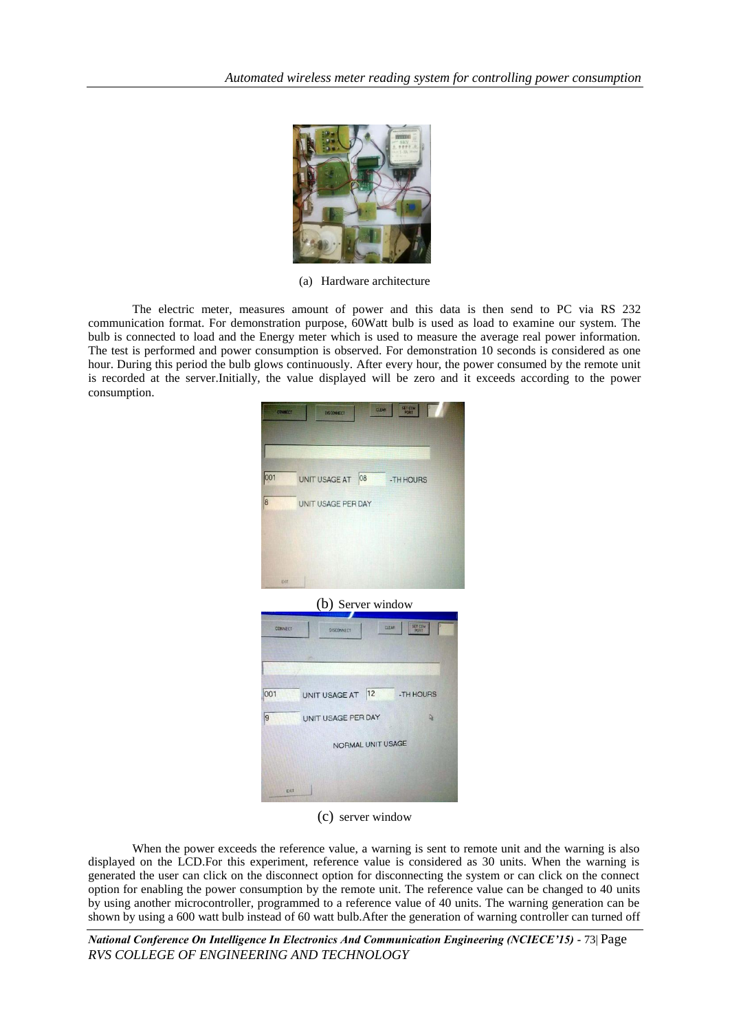(a) Hardware architecture

The electric meter, measures amount of power and this data is then send to PC via RS 232 communication format. For demonstration purpose, 60Watt bulb is used as load to examine our system. The bulb is connected to load and the Energy meter which is used to measure the average real power information. The test is performed and power consumption is observed. For demonstration 10 seconds is considered as one hour. During this period the bulb glows continuously. After every hour, the power consumed by the remote unit is recorded at the server.Initially, the value displayed will be zero and it exceeds according to the power consumption.

(b) Server window

(c) server window

When the power exceeds the reference value, a warning is sent to remote unit and the warning is also displayed on the LCD.For this experiment, reference value is considered as 30 units. When the warning is generated the user can click on the disconnect option for disconnecting the system or can click on the connect option for enabling the power consumption by the remote unit. The reference value can be changed to 40 units by using another microcontroller, programmed to a reference value of 40 units. The warning generation can be shown by using a 600 watt bulb instead of 60 watt bulb.After the generation of warning controller can turned off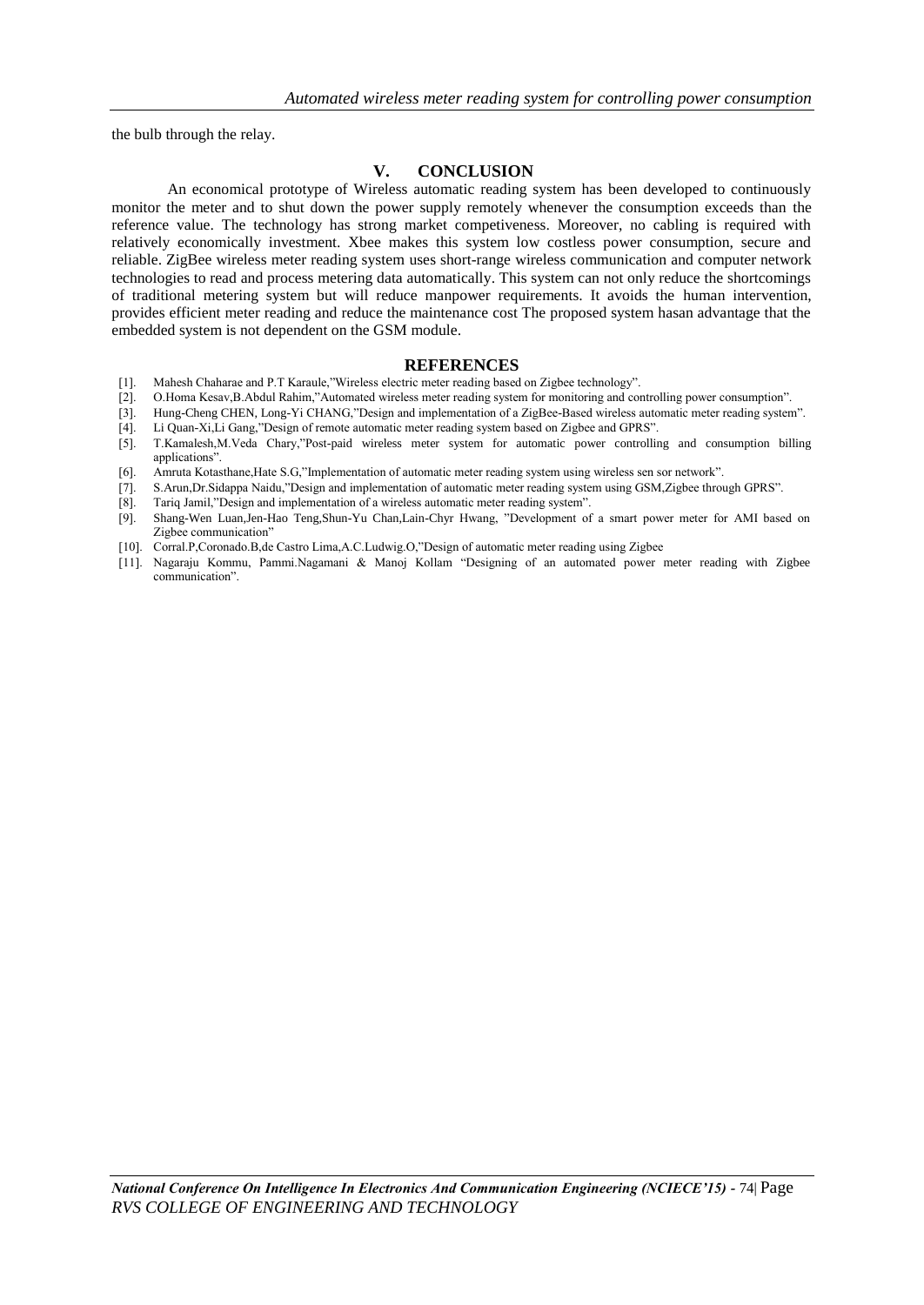the bulb through the relay.

## V. CONCLUSION

An economical prototype of Wireless automatic reading system has been developed to continuously monitor the meter and to shut down the power supply remotely whenever the consumption exceeds than the reference value. The technology has strong market competiveness. Moreover, no cabling is required with relatively economically investment. Xbee makes this system low costless power consumption, secure and reliable. ZigBee wireless meter reading system uses short-range wireless communication and computer network technologies to read and process metering data automatically. This system can not only reduce the shortcomings of traditional metering system but will reduce manpower requirements. It avoids the human intervention, provides efficient meter reading and reduce the maintenance cost The proposed system hasan advantage that the embedded system is not dependent on the GSM module.

## REFERENCES

[1]. Mahesh Chaharae and P.T Karaule,"Wireless electric meter reading based on Zigbee technology".
[2]. O.Homa Kesav,B.Abdul Rahim,"Automated wireless meter reading system for monitoring and controlling power consumption".
[3]. Hung-Cheng CHEN, Long-Yi CHANG,"Design and implementation of a ZigBee-Based wireless automatic meter reading system".
[4]. Li Quan-Xi,Li Gang,"Design of remote automatic meter reading system based on Zigbee and GPRS".
[5]. T.Kamalesh,M.Veda Chary,"Post-paid wireless meter system for automatic power controlling and consumption billing applications".
[6]. Amruta Kotasthane,Hate S.G,"Implementation of automatic meter reading system using wireless sen sor network".
[7]. S.Arun,Dr.Sidappa Naidu,"Design and implementation of automatic meter reading system using GSM,Zigbee through GPRS".
[8]. Tariq Jamil,"Design and implementation of a wireless automatic meter reading system".
[9]. Shang-Wen Luan,Jen-Hao Teng,Shun-Yu Chan,Lain-Chyr Hwang, "Development of a smart power meter for AMI based on Zigbee communication"
[10]. Corral.P,Coronado.B,de Castro Lima,A.C.Ludwig.O,"Design of automatic meter reading using Zigbee
[11]. Nagaraju Kommu, Pammi.Nagamani & Manoj Kollam "Designing of an automated power meter reading with Zigbee communication".